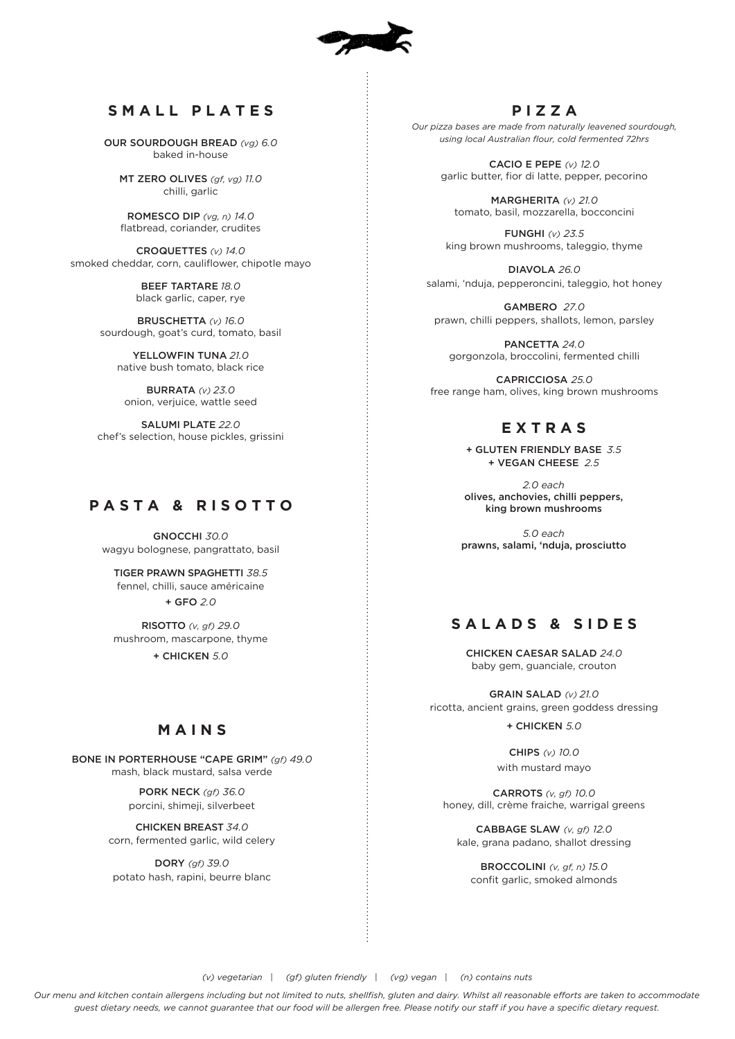## SMALL PLATES

OUR SOURDOUGH BREAD *(vg) 6.0*
baked in-house

MT ZERO OLIVES *(gf, vg) 11.0*
chilli, garlic

ROMESCO DIP *(vg, n) 14.0*
flatbread, coriander, crudites

CROQUETTES *(v) 14.0*
smoked cheddar, corn, cauliflower, chipotle mayo

BEEF TARTARE *18.0*
black garlic, caper, rye

BRUSCHETTA *(v) 16.0*
sourdough, goat's curd, tomato, basil

YELLOWFIN TUNA *21.0*
native bush tomato, black rice

BURRATA *(v) 23.0*
onion, verjuice, wattle seed

SALUMI PLATE *22.0*
chef's selection, house pickles, grissini

## PASTA & RISOTTO

GNOCCHI *30.0*
wagyu bolognese, pangrattato, basil

TIGER PRAWN SPAGHETTI *38.5*
fennel, chilli, sauce américaine
+ GFO *2.0*

RISOTTO *(v, gf) 29.0*
mushroom, mascarpone, thyme
+ CHICKEN *5.0*

## MAINS

BONE IN PORTERHOUSE "CAPE GRIM" *(gf) 49.0*
mash, black mustard, salsa verde

PORK NECK *(gf) 36.0*
porcini, shimeji, silverbeet

CHICKEN BREAST *34.0*
corn, fermented garlic, wild celery

DORY *(gf) 39.0*
potato hash, rapini, beurre blanc

## PIZZA

*Our pizza bases are made from naturally leavened sourdough, using local Australian flour, cold fermented 72hrs*

CACIO E PEPE *(v) 12.0*
garlic butter, fior di latte, pepper, pecorino

MARGHERITA *(v) 21.0*
tomato, basil, mozzarella, bocconcini

FUNGHI *(v) 23.5*
king brown mushrooms, taleggio, thyme

DIAVOLA *26.0*
salami, 'nduja, pepperoncini, taleggio, hot honey

GAMBERO *27.0*
prawn, chilli peppers, shallots, lemon, parsley

PANCETTA *24.0*
gorgonzola, broccolini, fermented chilli

CAPRICCIOSA *25.0*
free range ham, olives, king brown mushrooms

## EXTRAS

+ GLUTEN FRIENDLY BASE *3.5*
+ VEGAN CHEESE *2.5*

*2.0 each*
olives, anchovies, chilli peppers, king brown mushrooms

*5.0 each*
prawns, salami, 'nduja, prosciutto

## SALADS & SIDES

CHICKEN CAESAR SALAD *24.0*
baby gem, guanciale, crouton

GRAIN SALAD *(v) 21.0*
ricotta, ancient grains, green goddess dressing
+ CHICKEN *5.0*

CHIPS *(v) 10.0*
with mustard mayo

CARROTS *(v, gf) 10.0*
honey, dill, crème fraiche, warrigal greens

CABBAGE SLAW *(v, gf) 12.0*
kale, grana padano, shallot dressing

BROCCOLINI *(v, gf, n) 15.0*
confit garlic, smoked almonds

*(v) vegetarian | (gf) gluten friendly | (vg) vegan | (n) contains nuts*

*Our menu and kitchen contain allergens including but not limited to nuts, shellfish, gluten and dairy. Whilst all reasonable efforts are taken to accommodate guest dietary needs, we cannot guarantee that our food will be allergen free. Please notify our staff if you have a specific dietary request.*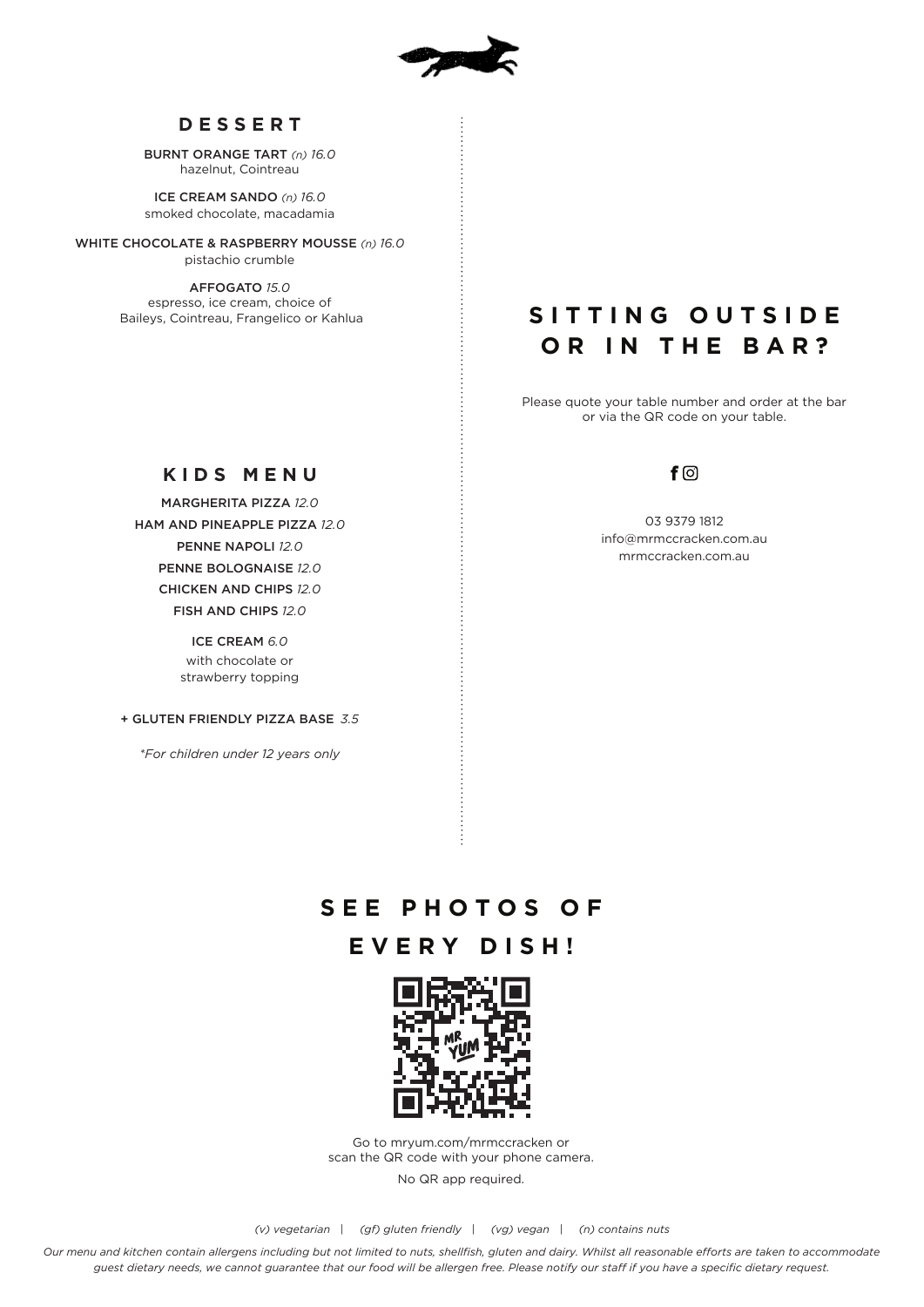## DESSERT

BURNT ORANGE TART *(n) 16.0*
hazelnut, Cointreau

ICE CREAM SANDO *(n) 16.0*
smoked chocolate, macadamia

WHITE CHOCOLATE & RASPBERRY MOUSSE *(n) 16.0*
pistachio crumble

AFFOGATO *15.0*
espresso, ice cream, choice of
Baileys, Cointreau, Frangelico or Kahlua

## KIDS MENU

MARGHERITA PIZZA *12.0*

HAM AND PINEAPPLE PIZZA *12.0*

PENNE NAPOLI *12.0*

PENNE BOLOGNAISE *12.0*

CHICKEN AND CHIPS *12.0*

FISH AND CHIPS *12.0*

ICE CREAM *6.0*
with chocolate or
strawberry topping

+ GLUTEN FRIENDLY PIZZA BASE *3.5*

*\*For children under 12 years only*

## SITTING OUTSIDE OR IN THE BAR?

Please quote your table number and order at the bar or via the QR code on your table.

03 9379 1812
info@mrmccracken.com.au
mrmccracken.com.au

## SEE PHOTOS OF EVERY DISH!

Go to mryum.com/mrmccracken or
scan the QR code with your phone camera.

No QR app required.

*(v) vegetarian | (gf) gluten friendly | (vg) vegan | (n) contains nuts*

*Our menu and kitchen contain allergens including but not limited to nuts, shellfish, gluten and dairy. Whilst all reasonable efforts are taken to accommodate guest dietary needs, we cannot guarantee that our food will be allergen free. Please notify our staff if you have a specific dietary request.*